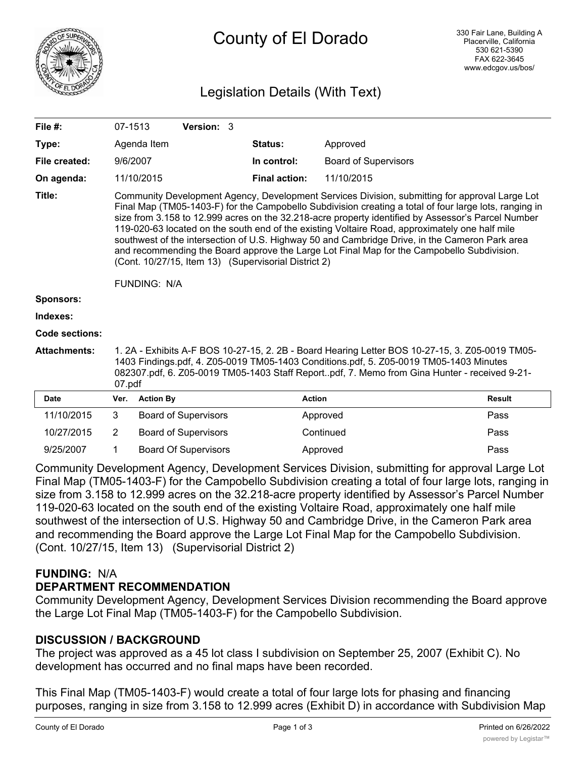# County of El Dorado

330 Fair Lane, Building A
Placerville, California
530 621-5390
FAX 622-3645
www.edcgov.us/bos/

## Legislation Details (With Text)

| | | | |
|---|---|---|---|
| **File #:** | 07-1513 **Version:** 3 | | |
| **Type:** | Agenda Item | **Status:** | Approved |
| **File created:** | 9/6/2007 | **In control:** | Board of Supervisors |
| **On agenda:** | 11/10/2015 | **Final action:** | 11/10/2015 |

**Title:** Community Development Agency, Development Services Division, submitting for approval Large Lot Final Map (TM05-1403-F) for the Campobello Subdivision creating a total of four large lots, ranging in size from 3.158 to 12.999 acres on the 32.218-acre property identified by Assessor's Parcel Number 119-020-63 located on the south end of the existing Voltaire Road, approximately one half mile southwest of the intersection of U.S. Highway 50 and Cambridge Drive, in the Cameron Park area and recommending the Board approve the Large Lot Final Map for the Campobello Subdivision. (Cont. 10/27/15, Item 13) (Supervisorial District 2)

FUNDING: N/A

**Sponsors:**

**Indexes:**

**Code sections:**

**Attachments:** 1. 2A - Exhibits A-F BOS 10-27-15, 2. 2B - Board Hearing Letter BOS 10-27-15, 3. Z05-0019 TM05-1403 Findings.pdf, 4. Z05-0019 TM05-1403 Conditions.pdf, 5. Z05-0019 TM05-1403 Minutes 082307.pdf, 6. Z05-0019 TM05-1403 Staff Report..pdf, 7. Memo from Gina Hunter - received 9-21-07.pdf

| Date | Ver. | Action By | Action | Result |
|---|---|---|---|---|
| 11/10/2015 | 3 | Board of Supervisors | Approved | Pass |
| 10/27/2015 | 2 | Board of Supervisors | Continued | Pass |
| 9/25/2007 | 1 | Board Of Supervisors | Approved | Pass |

Community Development Agency, Development Services Division, submitting for approval Large Lot Final Map (TM05-1403-F) for the Campobello Subdivision creating a total of four large lots, ranging in size from 3.158 to 12.999 acres on the 32.218-acre property identified by Assessor's Parcel Number 119-020-63 located on the south end of the existing Voltaire Road, approximately one half mile southwest of the intersection of U.S. Highway 50 and Cambridge Drive, in the Cameron Park area and recommending the Board approve the Large Lot Final Map for the Campobello Subdivision. (Cont. 10/27/15, Item 13) (Supervisorial District 2)

**FUNDING:** N/A

**DEPARTMENT RECOMMENDATION**

Community Development Agency, Development Services Division recommending the Board approve the Large Lot Final Map (TM05-1403-F) for the Campobello Subdivision.

**DISCUSSION / BACKGROUND**

The project was approved as a 45 lot class I subdivision on September 25, 2007 (Exhibit C). No development has occurred and no final maps have been recorded.

This Final Map (TM05-1403-F) would create a total of four large lots for phasing and financing purposes, ranging in size from 3.158 to 12.999 acres (Exhibit D) in accordance with Subdivision Map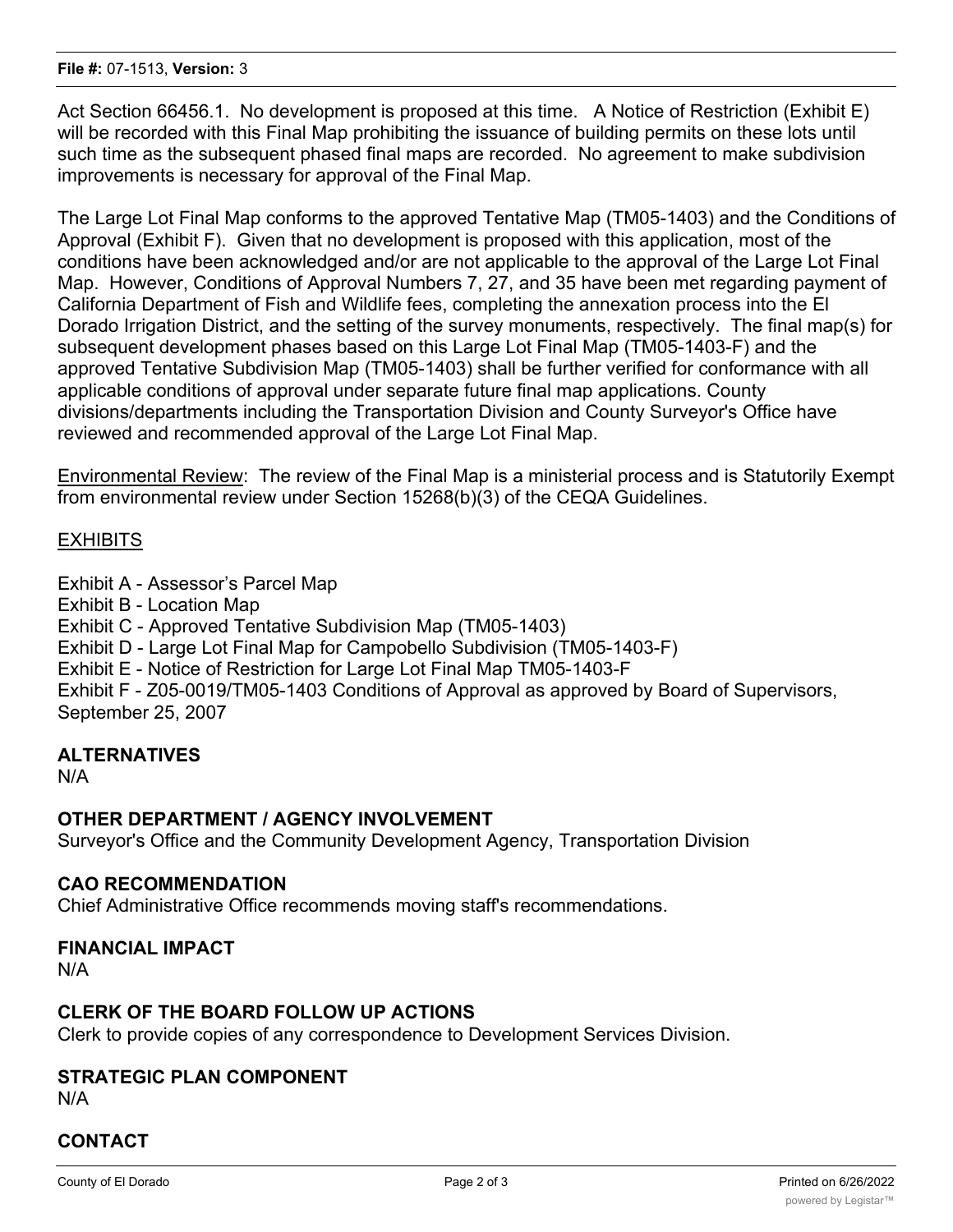Act Section 66456.1. No development is proposed at this time. A Notice of Restriction (Exhibit E) will be recorded with this Final Map prohibiting the issuance of building permits on these lots until such time as the subsequent phased final maps are recorded. No agreement to make subdivision improvements is necessary for approval of the Final Map.

The Large Lot Final Map conforms to the approved Tentative Map (TM05-1403) and the Conditions of Approval (Exhibit F). Given that no development is proposed with this application, most of the conditions have been acknowledged and/or are not applicable to the approval of the Large Lot Final Map. However, Conditions of Approval Numbers 7, 27, and 35 have been met regarding payment of California Department of Fish and Wildlife fees, completing the annexation process into the El Dorado Irrigation District, and the setting of the survey monuments, respectively. The final map(s) for subsequent development phases based on this Large Lot Final Map (TM05-1403-F) and the approved Tentative Subdivision Map (TM05-1403) shall be further verified for conformance with all applicable conditions of approval under separate future final map applications. County divisions/departments including the Transportation Division and County Surveyor's Office have reviewed and recommended approval of the Large Lot Final Map.

Environmental Review: The review of the Final Map is a ministerial process and is Statutorily Exempt from environmental review under Section 15268(b)(3) of the CEQA Guidelines.

EXHIBITS

Exhibit A - Assessor's Parcel Map
Exhibit B - Location Map
Exhibit C - Approved Tentative Subdivision Map (TM05-1403)
Exhibit D - Large Lot Final Map for Campobello Subdivision (TM05-1403-F)
Exhibit E - Notice of Restriction for Large Lot Final Map TM05-1403-F
Exhibit F - Z05-0019/TM05-1403 Conditions of Approval as approved by Board of Supervisors, September 25, 2007

**ALTERNATIVES**
N/A

**OTHER DEPARTMENT / AGENCY INVOLVEMENT**
Surveyor's Office and the Community Development Agency, Transportation Division

**CAO RECOMMENDATION**
Chief Administrative Office recommends moving staff's recommendations.

**FINANCIAL IMPACT**
N/A

**CLERK OF THE BOARD FOLLOW UP ACTIONS**
Clerk to provide copies of any correspondence to Development Services Division.

**STRATEGIC PLAN COMPONENT**
N/A

**CONTACT**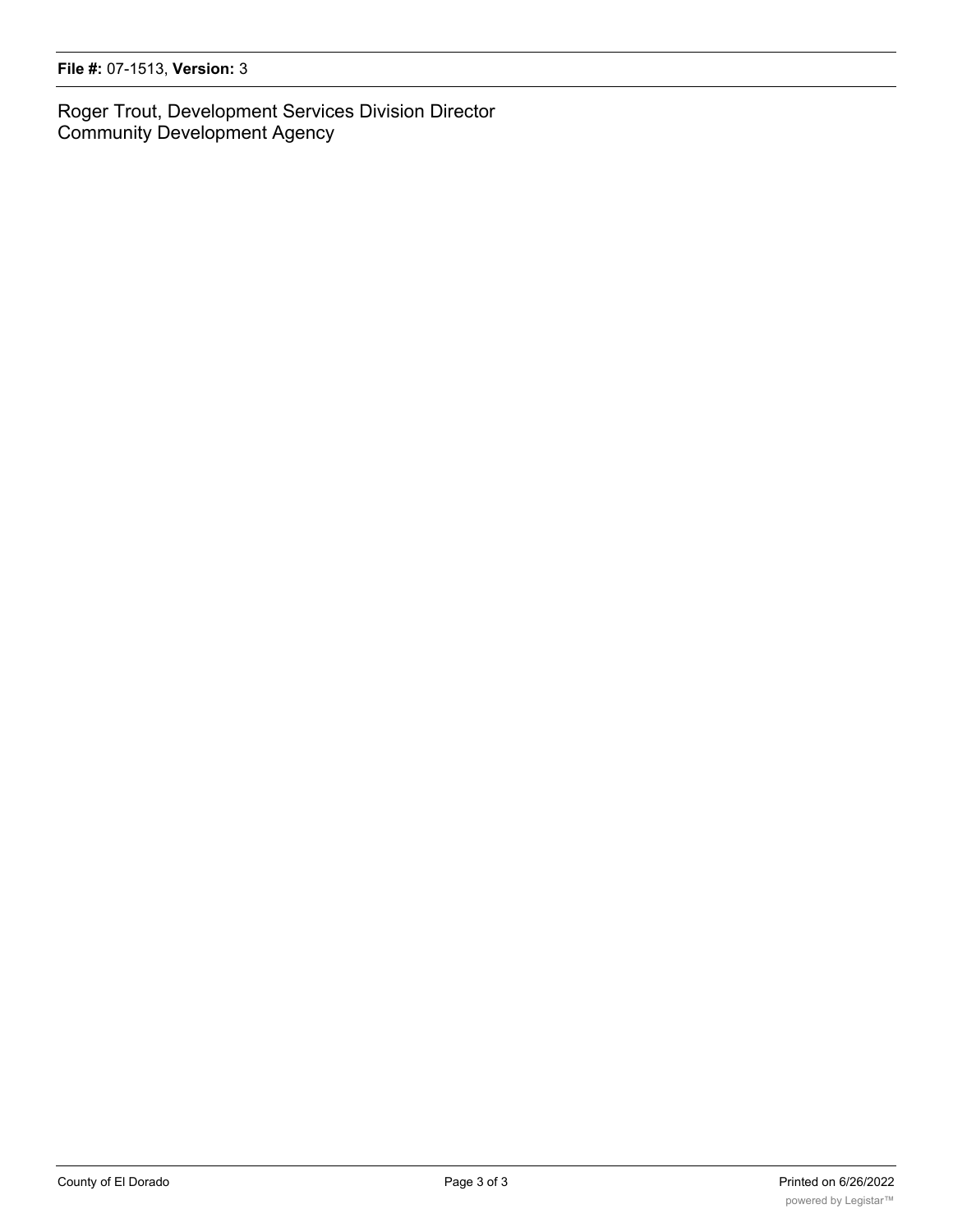Roger Trout, Development Services Division Director
Community Development Agency